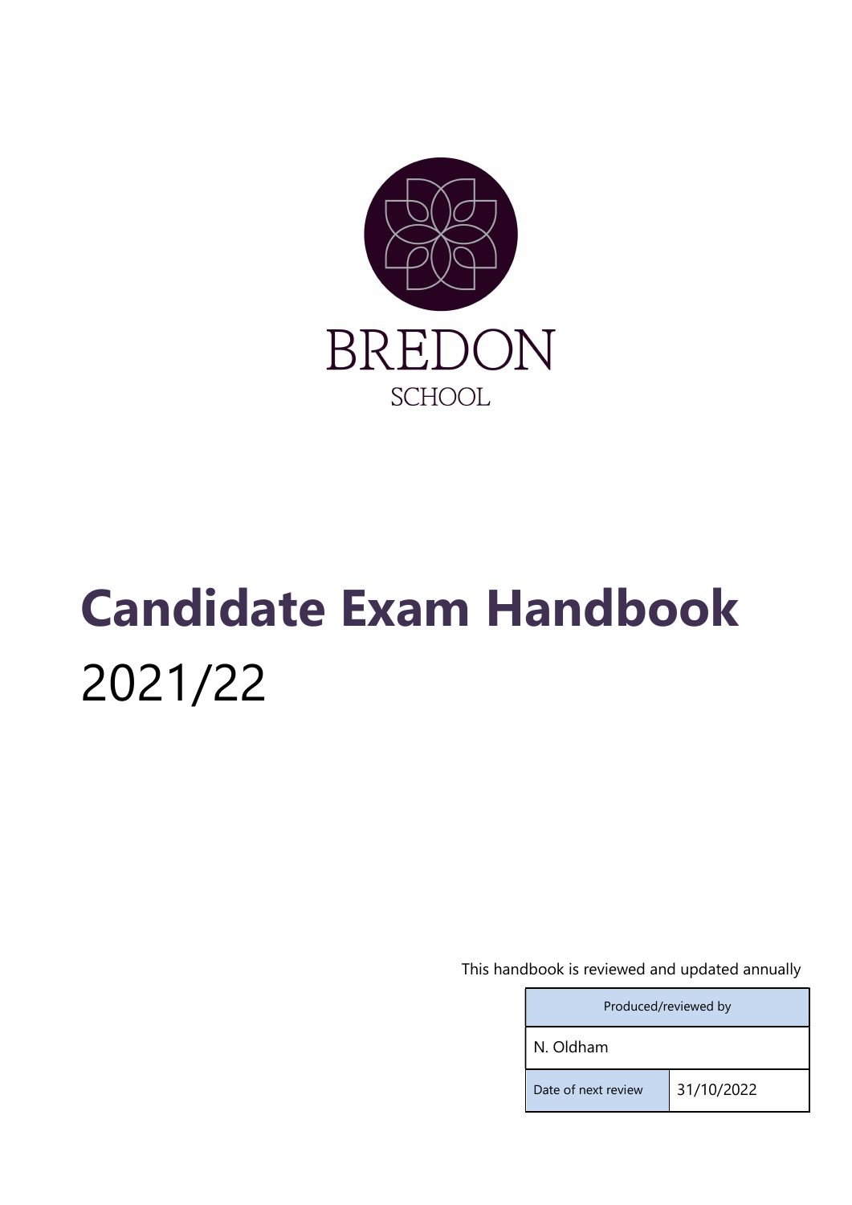BREDON

SCHOOL

# Candidate Exam Handbook

2021/22

This handbook is reviewed and updated annually

| Produced/reviewed by | |
|---|---|
| N. Oldham | |
| Date of next review | 31/10/2022 |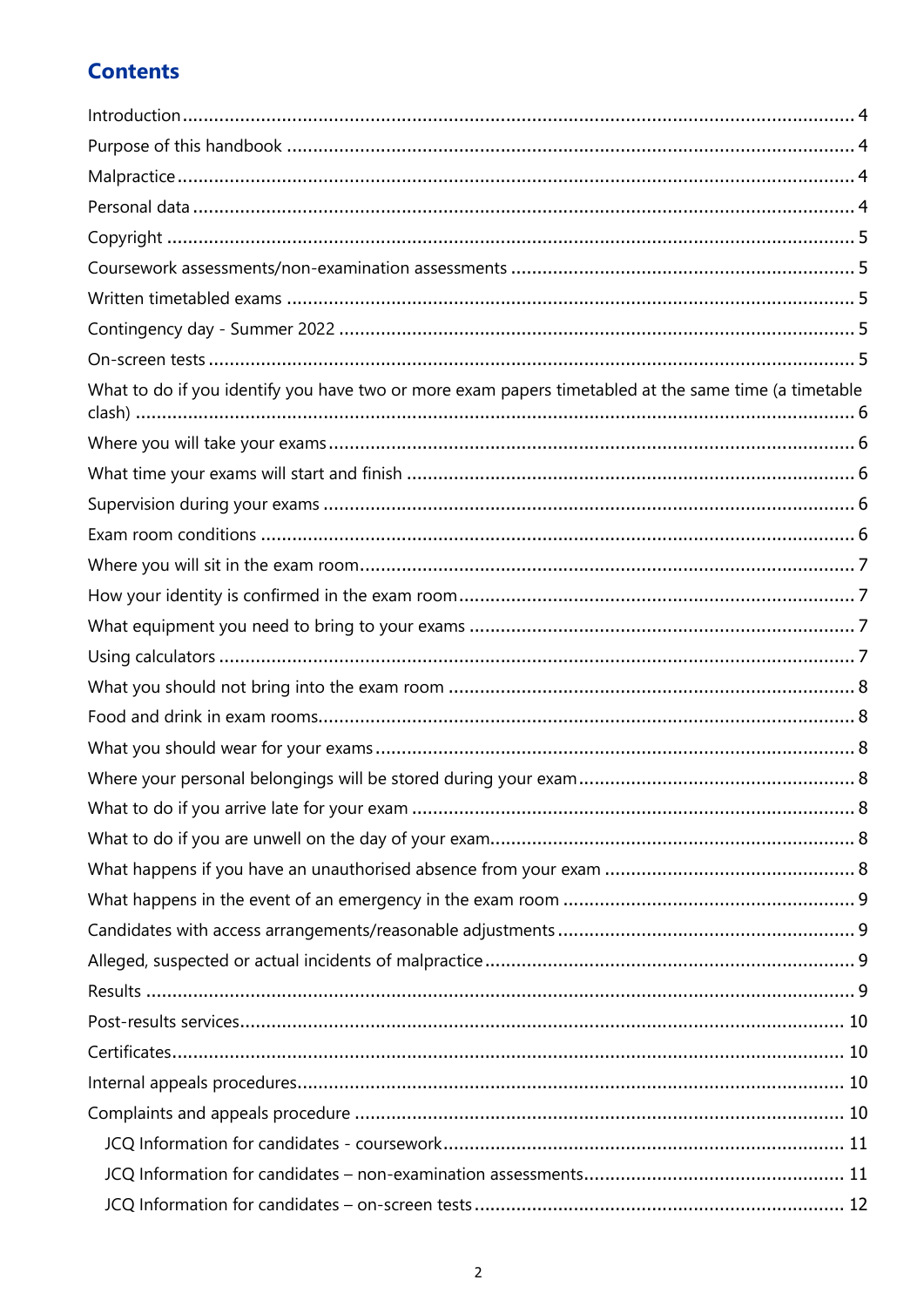## Contents

- Introduction ... 4
- Purpose of this handbook ... 4
- Malpractice ... 4
- Personal data ... 4
- Copyright ... 5
- Coursework assessments/non-examination assessments ... 5
- Written timetabled exams ... 5
- Contingency day - Summer 2022 ... 5
- On-screen tests ... 5
- What to do if you identify you have two or more exam papers timetabled at the same time (a timetable clash) ... 6
- Where you will take your exams ... 6
- What time your exams will start and finish ... 6
- Supervision during your exams ... 6
- Exam room conditions ... 6
- Where you will sit in the exam room ... 7
- How your identity is confirmed in the exam room ... 7
- What equipment you need to bring to your exams ... 7
- Using calculators ... 7
- What you should not bring into the exam room ... 8
- Food and drink in exam rooms ... 8
- What you should wear for your exams ... 8
- Where your personal belongings will be stored during your exam ... 8
- What to do if you arrive late for your exam ... 8
- What to do if you are unwell on the day of your exam ... 8
- What happens if you have an unauthorised absence from your exam ... 8
- What happens in the event of an emergency in the exam room ... 9
- Candidates with access arrangements/reasonable adjustments ... 9
- Alleged, suspected or actual incidents of malpractice ... 9
- Results ... 9
- Post-results services ... 10
- Certificates ... 10
- Internal appeals procedures ... 10
- Complaints and appeals procedure ... 10
  - JCQ Information for candidates - coursework ... 11
  - JCQ Information for candidates – non-examination assessments ... 11
  - JCQ Information for candidates – on-screen tests ... 12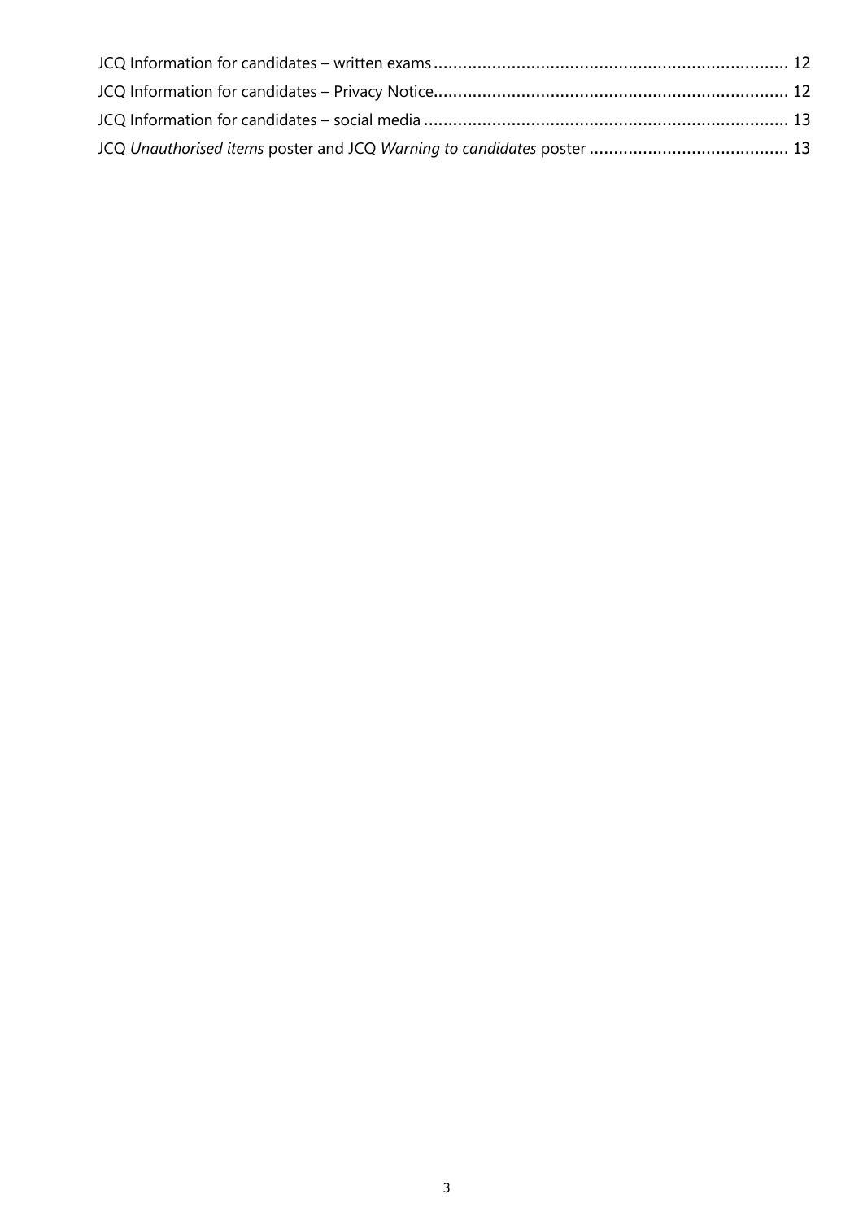JCQ Information for candidates – written exams ........................................................................ 12

JCQ Information for candidates – Privacy Notice........................................................................ 12

JCQ Information for candidates – social media .......................................................................... 13

JCQ *Unauthorised items* poster and JCQ *Warning to candidates* poster ......................................... 13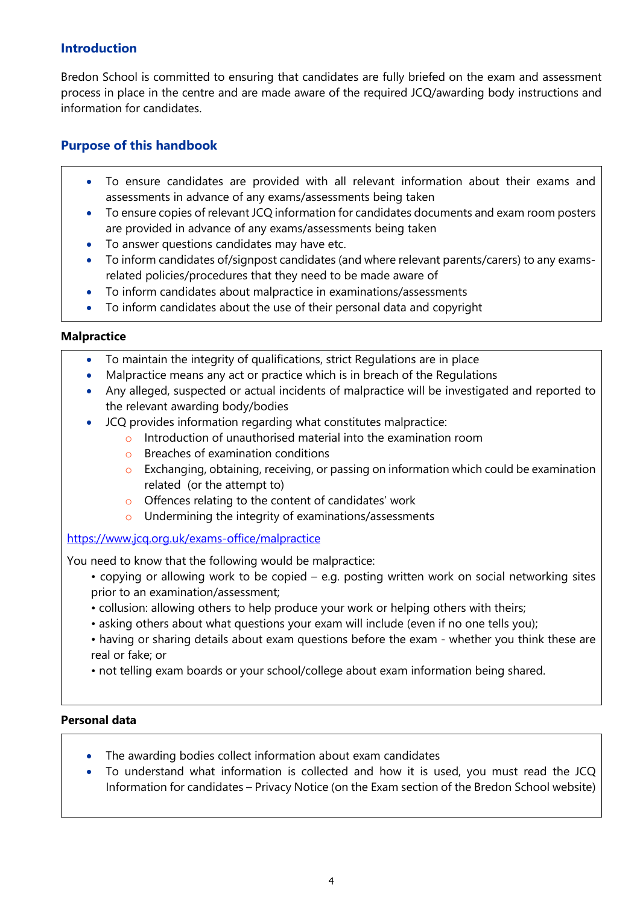## Introduction

Bredon School is committed to ensuring that candidates are fully briefed on the exam and assessment process in place in the centre and are made aware of the required JCQ/awarding body instructions and information for candidates.

## Purpose of this handbook

- To ensure candidates are provided with all relevant information about their exams and assessments in advance of any exams/assessments being taken
- To ensure copies of relevant JCQ information for candidates documents and exam room posters are provided in advance of any exams/assessments being taken
- To answer questions candidates may have etc.
- To inform candidates of/signpost candidates (and where relevant parents/carers) to any exams-related policies/procedures that they need to be made aware of
- To inform candidates about malpractice in examinations/assessments
- To inform candidates about the use of their personal data and copyright

### Malpractice

- To maintain the integrity of qualifications, strict Regulations are in place
- Malpractice means any act or practice which is in breach of the Regulations
- Any alleged, suspected or actual incidents of malpractice will be investigated and reported to the relevant awarding body/bodies
- JCQ provides information regarding what constitutes malpractice:
    - Introduction of unauthorised material into the examination room
    - Breaches of examination conditions
    - Exchanging, obtaining, receiving, or passing on information which could be examination related (or the attempt to)
    - Offences relating to the content of candidates' work
    - Undermining the integrity of examinations/assessments

https://www.jcq.org.uk/exams-office/malpractice

You need to know that the following would be malpractice:

• copying or allowing work to be copied – e.g. posting written work on social networking sites prior to an examination/assessment;
• collusion: allowing others to help produce your work or helping others with theirs;
• asking others about what questions your exam will include (even if no one tells you);
• having or sharing details about exam questions before the exam - whether you think these are real or fake; or
• not telling exam boards or your school/college about exam information being shared.

### Personal data

- The awarding bodies collect information about exam candidates
- To understand what information is collected and how it is used, you must read the JCQ Information for candidates – Privacy Notice (on the Exam section of the Bredon School website)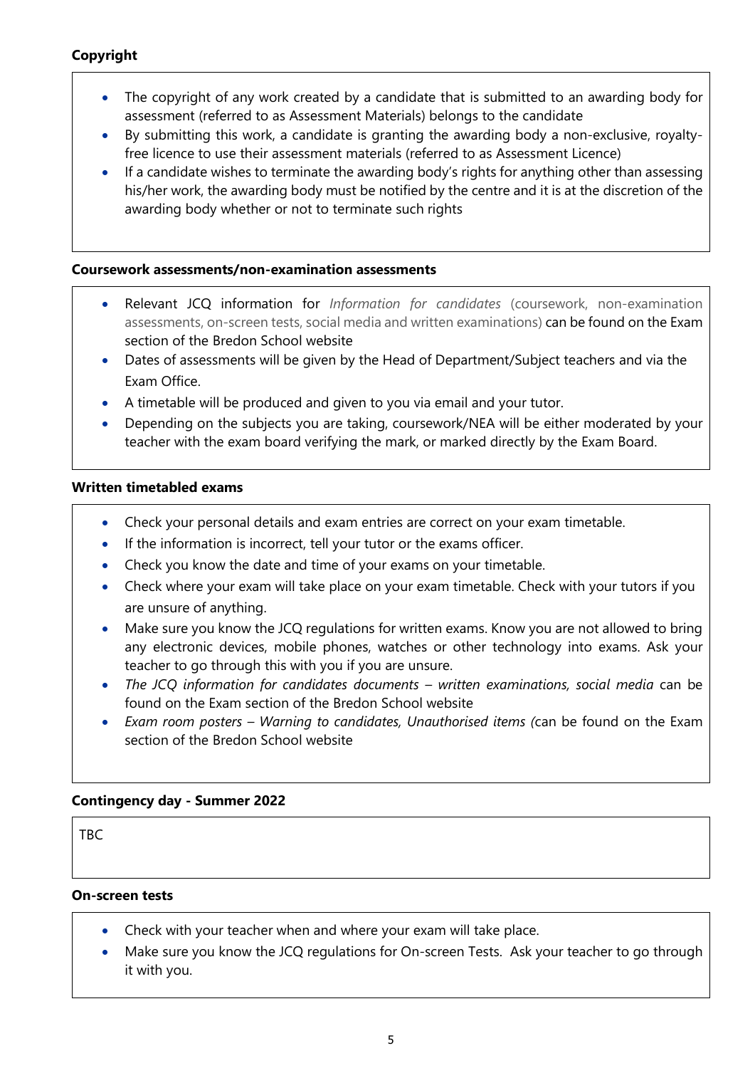**Copyright**

- The copyright of any work created by a candidate that is submitted to an awarding body for assessment (referred to as Assessment Materials) belongs to the candidate
- By submitting this work, a candidate is granting the awarding body a non-exclusive, royalty-free licence to use their assessment materials (referred to as Assessment Licence)
- If a candidate wishes to terminate the awarding body's rights for anything other than assessing his/her work, the awarding body must be notified by the centre and it is at the discretion of the awarding body whether or not to terminate such rights

**Coursework assessments/non-examination assessments**

- Relevant JCQ information for *Information for candidates* (coursework, non-examination assessments, on-screen tests, social media and written examinations) can be found on the Exam section of the Bredon School website
- Dates of assessments will be given by the Head of Department/Subject teachers and via the Exam Office.
- A timetable will be produced and given to you via email and your tutor.
- Depending on the subjects you are taking, coursework/NEA will be either moderated by your teacher with the exam board verifying the mark, or marked directly by the Exam Board.

**Written timetabled exams**

- Check your personal details and exam entries are correct on your exam timetable.
- If the information is incorrect, tell your tutor or the exams officer.
- Check you know the date and time of your exams on your timetable.
- Check where your exam will take place on your exam timetable. Check with your tutors if you are unsure of anything.
- Make sure you know the JCQ regulations for written exams. Know you are not allowed to bring any electronic devices, mobile phones, watches or other technology into exams. Ask your teacher to go through this with you if you are unsure.
- *The JCQ information for candidates documents – written examinations, social media* can be found on the Exam section of the Bredon School website
- *Exam room posters – Warning to candidates, Unauthorised items (*can be found on the Exam section of the Bredon School website

**Contingency day - Summer 2022**

TBC

**On-screen tests**

- Check with your teacher when and where your exam will take place.
- Make sure you know the JCQ regulations for On-screen Tests. Ask your teacher to go through it with you.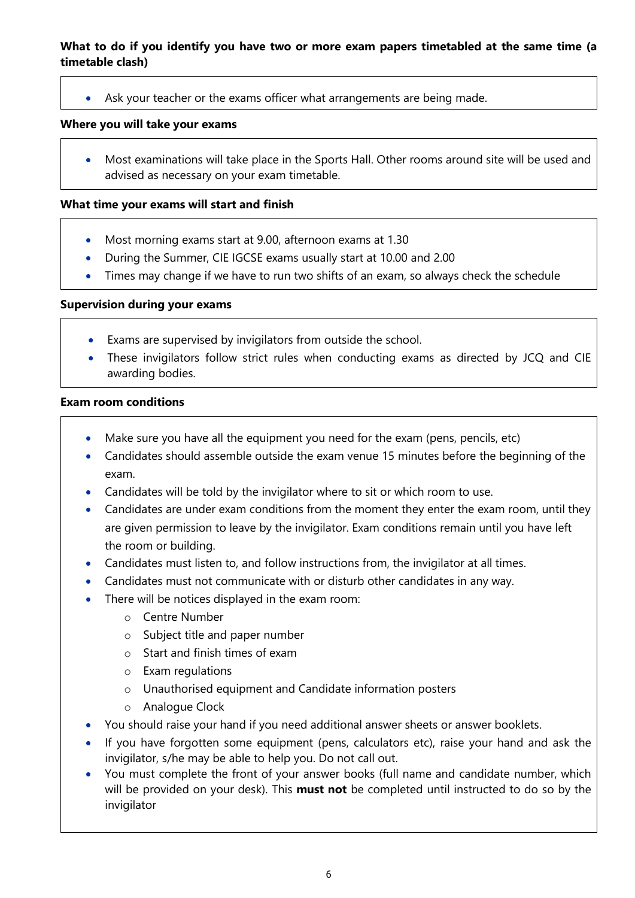**What to do if you identify you have two or more exam papers timetabled at the same time (a timetable clash)**

- Ask your teacher or the exams officer what arrangements are being made.

**Where you will take your exams**

- Most examinations will take place in the Sports Hall. Other rooms around site will be used and advised as necessary on your exam timetable.

**What time your exams will start and finish**

- Most morning exams start at 9.00, afternoon exams at 1.30
- During the Summer, CIE IGCSE exams usually start at 10.00 and 2.00
- Times may change if we have to run two shifts of an exam, so always check the schedule

**Supervision during your exams**

- Exams are supervised by invigilators from outside the school.
- These invigilators follow strict rules when conducting exams as directed by JCQ and CIE awarding bodies.

**Exam room conditions**

- Make sure you have all the equipment you need for the exam (pens, pencils, etc)
- Candidates should assemble outside the exam venue 15 minutes before the beginning of the exam.
- Candidates will be told by the invigilator where to sit or which room to use.
- Candidates are under exam conditions from the moment they enter the exam room, until they are given permission to leave by the invigilator. Exam conditions remain until you have left the room or building.
- Candidates must listen to, and follow instructions from, the invigilator at all times.
- Candidates must not communicate with or disturb other candidates in any way.
- There will be notices displayed in the exam room:
  - Centre Number
  - Subject title and paper number
  - Start and finish times of exam
  - Exam regulations
  - Unauthorised equipment and Candidate information posters
  - Analogue Clock
- You should raise your hand if you need additional answer sheets or answer booklets.
- If you have forgotten some equipment (pens, calculators etc), raise your hand and ask the invigilator, s/he may be able to help you. Do not call out.
- You must complete the front of your answer books (full name and candidate number, which will be provided on your desk). This **must not** be completed until instructed to do so by the invigilator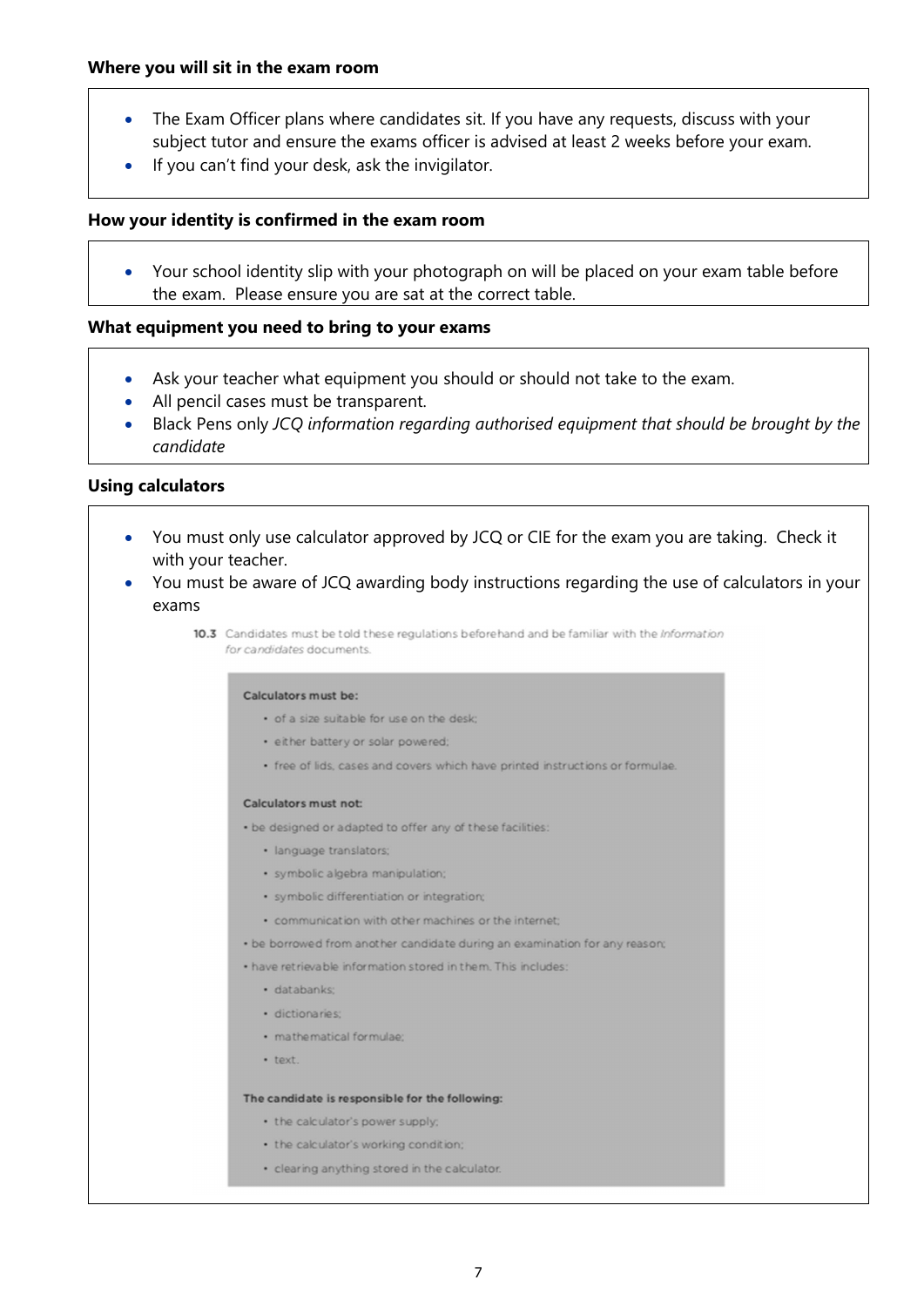**Where you will sit in the exam room**

- The Exam Officer plans where candidates sit. If you have any requests, discuss with your subject tutor and ensure the exams officer is advised at least 2 weeks before your exam.
- If you can't find your desk, ask the invigilator.

**How your identity is confirmed in the exam room**

- Your school identity slip with your photograph on will be placed on your exam table before the exam. Please ensure you are sat at the correct table.

**What equipment you need to bring to your exams**

- Ask your teacher what equipment you should or should not take to the exam.
- All pencil cases must be transparent.
- Black Pens only *JCQ information regarding authorised equipment that should be brought by the candidate*

**Using calculators**

- You must only use calculator approved by JCQ or CIE for the exam you are taking. Check it with your teacher.
- You must be aware of JCQ awarding body instructions regarding the use of calculators in your exams

**10.3** Candidates must be told these regulations beforehand and be familiar with the *Information for candidates* documents.

**Calculators must be:**

- of a size suitable for use on the desk;
- either battery or solar powered;
- free of lids, cases and covers which have printed instructions or formulae.

**Calculators must not:**

- be designed or adapted to offer any of these facilities:
  - language translators;
  - symbolic algebra manipulation;
  - symbolic differentiation or integration;
  - communication with other machines or the internet;
- be borrowed from another candidate during an examination for any reason;
- have retrievable information stored in them. This includes:
  - databanks;
  - dictionaries;
  - mathematical formulae;
  - text.

**The candidate is responsible for the following:**

- the calculator's power supply;
- the calculator's working condition;
- clearing anything stored in the calculator.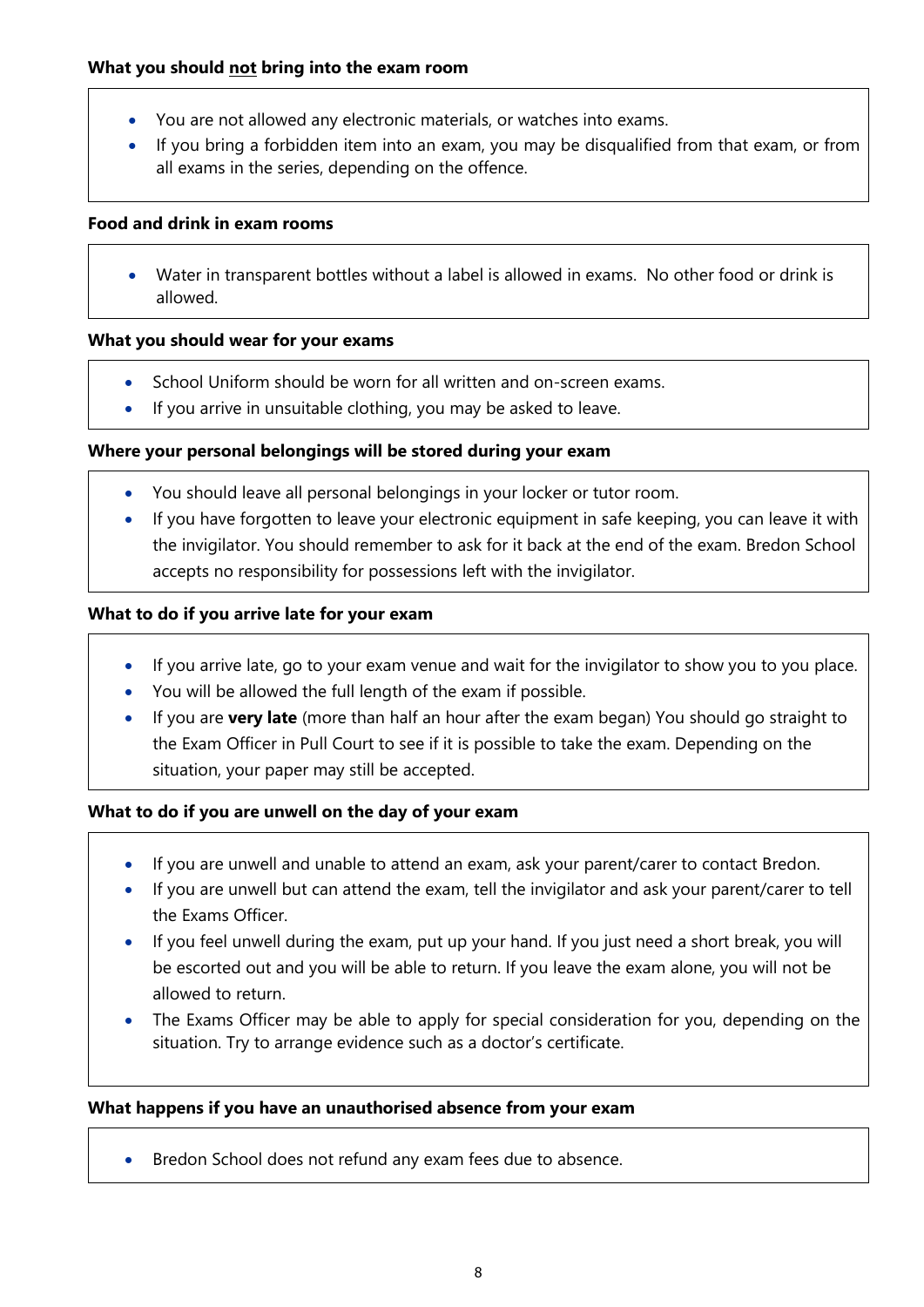**What you should <u>not</u> bring into the exam room**

- You are not allowed any electronic materials, or watches into exams.
- If you bring a forbidden item into an exam, you may be disqualified from that exam, or from all exams in the series, depending on the offence.

**Food and drink in exam rooms**

- Water in transparent bottles without a label is allowed in exams. No other food or drink is allowed.

**What you should wear for your exams**

- School Uniform should be worn for all written and on-screen exams.
- If you arrive in unsuitable clothing, you may be asked to leave.

**Where your personal belongings will be stored during your exam**

- You should leave all personal belongings in your locker or tutor room.
- If you have forgotten to leave your electronic equipment in safe keeping, you can leave it with the invigilator. You should remember to ask for it back at the end of the exam. Bredon School accepts no responsibility for possessions left with the invigilator.

**What to do if you arrive late for your exam**

- If you arrive late, go to your exam venue and wait for the invigilator to show you to you place.
- You will be allowed the full length of the exam if possible.
- If you are **very late** (more than half an hour after the exam began) You should go straight to the Exam Officer in Pull Court to see if it is possible to take the exam. Depending on the situation, your paper may still be accepted.

**What to do if you are unwell on the day of your exam**

- If you are unwell and unable to attend an exam, ask your parent/carer to contact Bredon.
- If you are unwell but can attend the exam, tell the invigilator and ask your parent/carer to tell the Exams Officer.
- If you feel unwell during the exam, put up your hand. If you just need a short break, you will be escorted out and you will be able to return. If you leave the exam alone, you will not be allowed to return.
- The Exams Officer may be able to apply for special consideration for you, depending on the situation. Try to arrange evidence such as a doctor's certificate.

**What happens if you have an unauthorised absence from your exam**

- Bredon School does not refund any exam fees due to absence.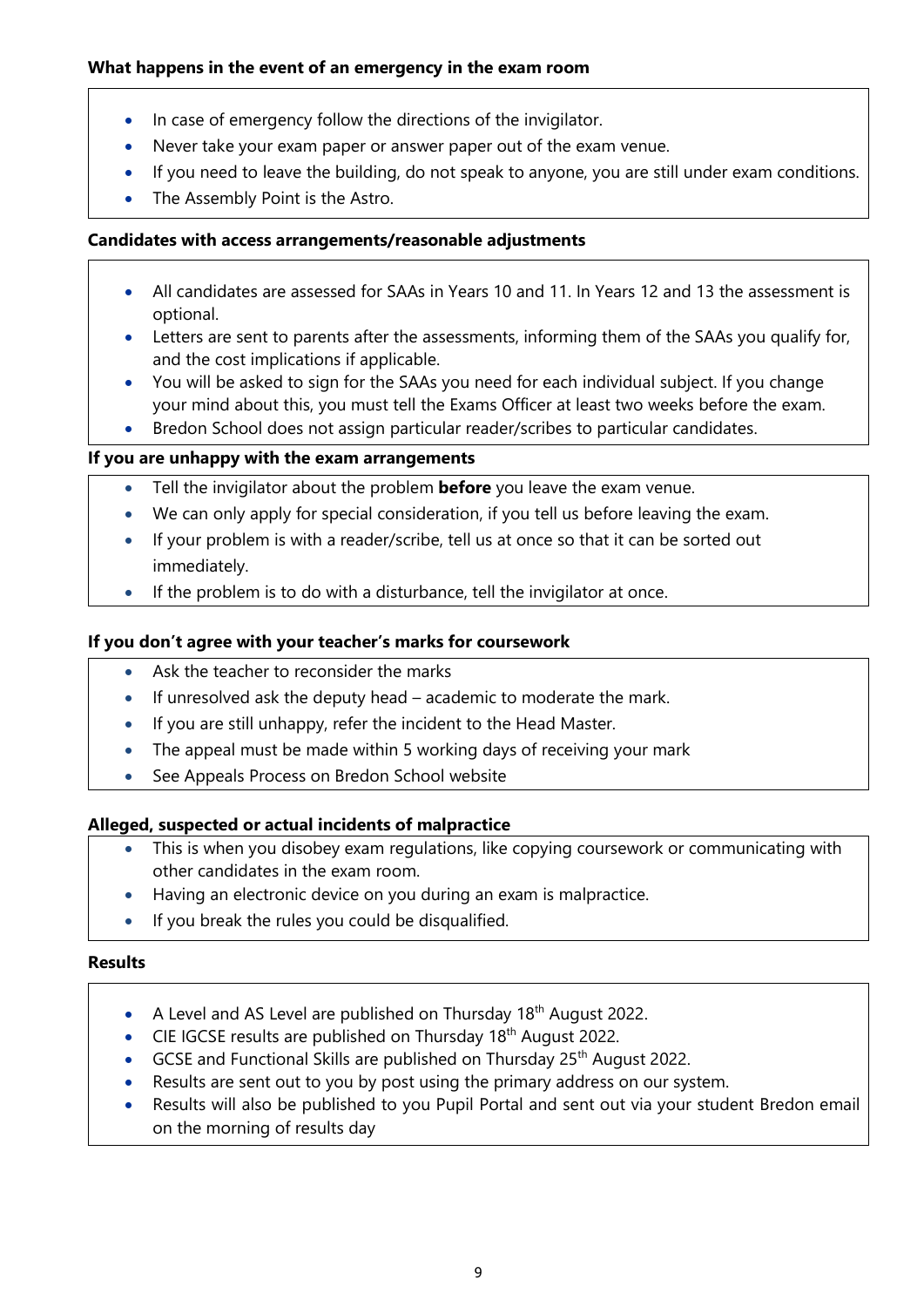**What happens in the event of an emergency in the exam room**

- In case of emergency follow the directions of the invigilator.
- Never take your exam paper or answer paper out of the exam venue.
- If you need to leave the building, do not speak to anyone, you are still under exam conditions.
- The Assembly Point is the Astro.

**Candidates with access arrangements/reasonable adjustments**

- All candidates are assessed for SAAs in Years 10 and 11. In Years 12 and 13 the assessment is optional.
- Letters are sent to parents after the assessments, informing them of the SAAs you qualify for, and the cost implications if applicable.
- You will be asked to sign for the SAAs you need for each individual subject. If you change your mind about this, you must tell the Exams Officer at least two weeks before the exam.
- Bredon School does not assign particular reader/scribes to particular candidates.

**If you are unhappy with the exam arrangements**

- Tell the invigilator about the problem **before** you leave the exam venue.
- We can only apply for special consideration, if you tell us before leaving the exam.
- If your problem is with a reader/scribe, tell us at once so that it can be sorted out immediately.
- If the problem is to do with a disturbance, tell the invigilator at once.

**If you don't agree with your teacher's marks for coursework**

- Ask the teacher to reconsider the marks
- If unresolved ask the deputy head – academic to moderate the mark.
- If you are still unhappy, refer the incident to the Head Master.
- The appeal must be made within 5 working days of receiving your mark
- See Appeals Process on Bredon School website

**Alleged, suspected or actual incidents of malpractice**

- This is when you disobey exam regulations, like copying coursework or communicating with other candidates in the exam room.
- Having an electronic device on you during an exam is malpractice.
- If you break the rules you could be disqualified.

**Results**

- A Level and AS Level are published on Thursday 18th August 2022.
- CIE IGCSE results are published on Thursday 18th August 2022.
- GCSE and Functional Skills are published on Thursday 25th August 2022.
- Results are sent out to you by post using the primary address on our system.
- Results will also be published to you Pupil Portal and sent out via your student Bredon email on the morning of results day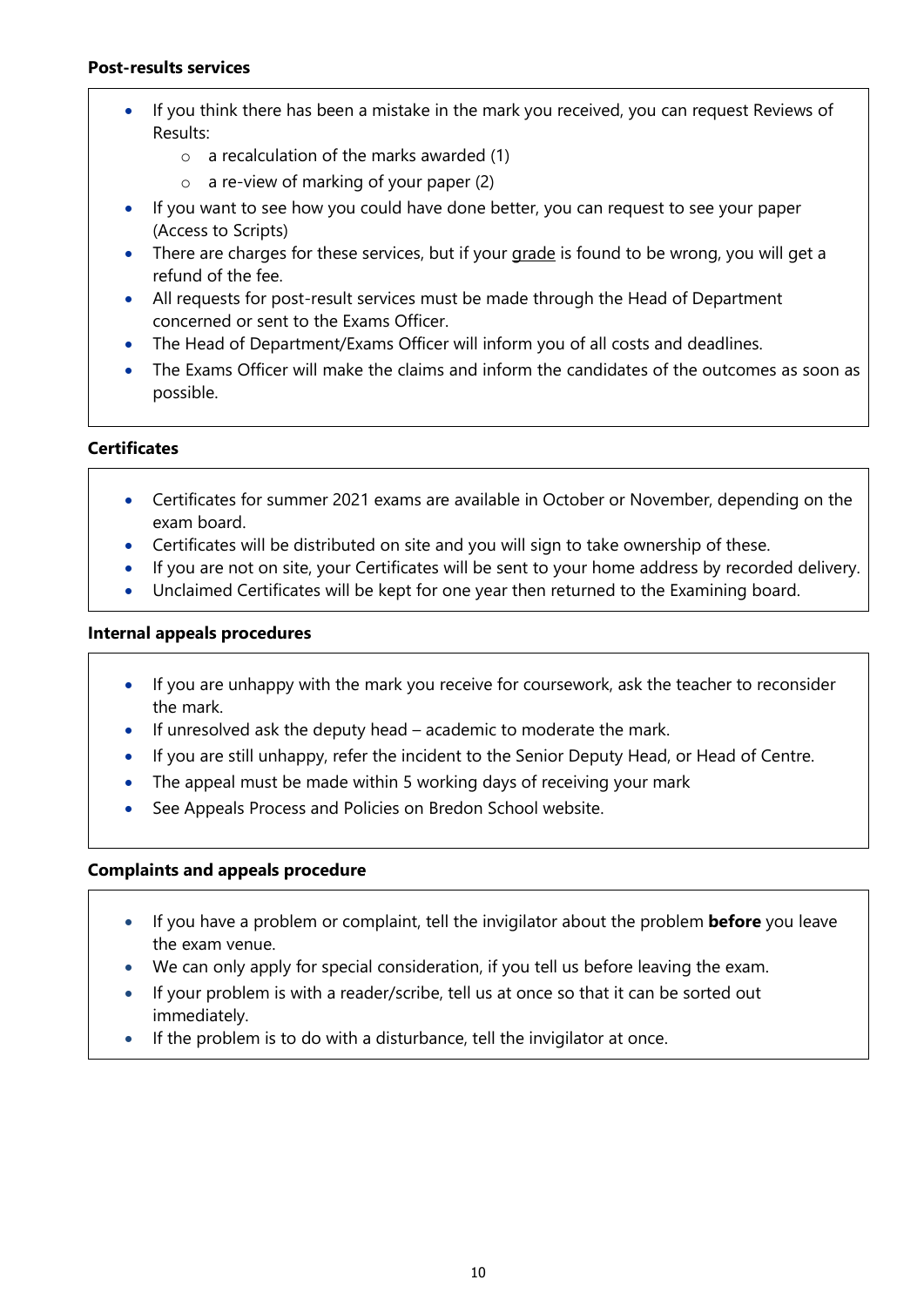**Post-results services**

- If you think there has been a mistake in the mark you received, you can request Reviews of Results:
    - a recalculation of the marks awarded (1)
    - a re-view of marking of your paper (2)
- If you want to see how you could have done better, you can request to see your paper (Access to Scripts)
- There are charges for these services, but if your <u>grade</u> is found to be wrong, you will get a refund of the fee.
- All requests for post-result services must be made through the Head of Department concerned or sent to the Exams Officer.
- The Head of Department/Exams Officer will inform you of all costs and deadlines.
- The Exams Officer will make the claims and inform the candidates of the outcomes as soon as possible.

**Certificates**

- Certificates for summer 2021 exams are available in October or November, depending on the exam board.
- Certificates will be distributed on site and you will sign to take ownership of these.
- If you are not on site, your Certificates will be sent to your home address by recorded delivery.
- Unclaimed Certificates will be kept for one year then returned to the Examining board.

**Internal appeals procedures**

- If you are unhappy with the mark you receive for coursework, ask the teacher to reconsider the mark.
- If unresolved ask the deputy head – academic to moderate the mark.
- If you are still unhappy, refer the incident to the Senior Deputy Head, or Head of Centre.
- The appeal must be made within 5 working days of receiving your mark
- See Appeals Process and Policies on Bredon School website.

**Complaints and appeals procedure**

- If you have a problem or complaint, tell the invigilator about the problem **before** you leave the exam venue.
- We can only apply for special consideration, if you tell us before leaving the exam.
- If your problem is with a reader/scribe, tell us at once so that it can be sorted out immediately.
- If the problem is to do with a disturbance, tell the invigilator at once.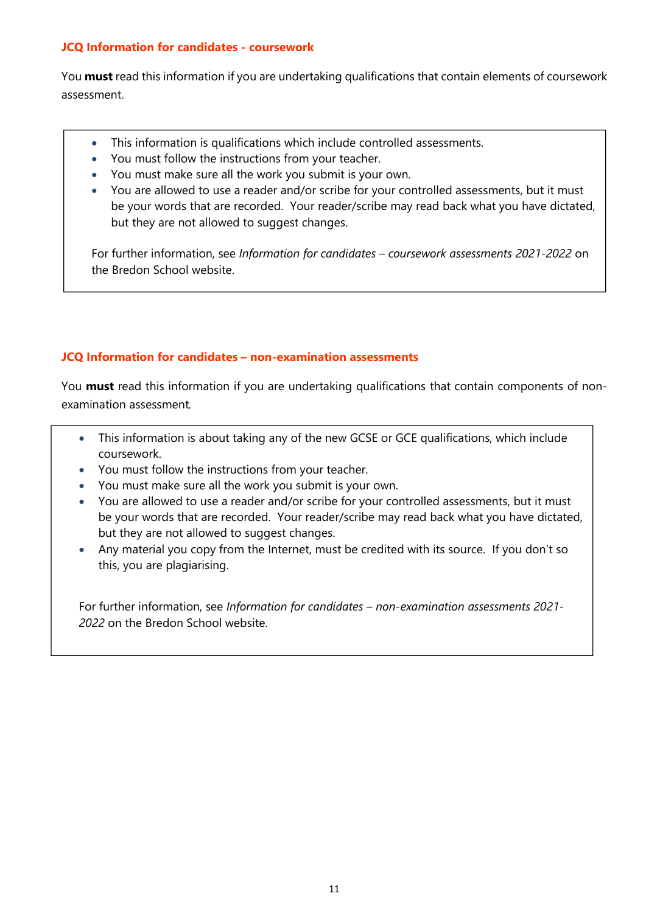### JCQ Information for candidates - coursework

You **must** read this information if you are undertaking qualifications that contain elements of coursework assessment.

- This information is qualifications which include controlled assessments.
- You must follow the instructions from your teacher.
- You must make sure all the work you submit is your own.
- You are allowed to use a reader and/or scribe for your controlled assessments, but it must be your words that are recorded. Your reader/scribe may read back what you have dictated, but they are not allowed to suggest changes.

For further information, see *Information for candidates – coursework assessments 2021-2022* on the Bredon School website.

### JCQ Information for candidates – non-examination assessments

You **must** read this information if you are undertaking qualifications that contain components of non-examination assessment.

- This information is about taking any of the new GCSE or GCE qualifications, which include coursework.
- You must follow the instructions from your teacher.
- You must make sure all the work you submit is your own.
- You are allowed to use a reader and/or scribe for your controlled assessments, but it must be your words that are recorded. Your reader/scribe may read back what you have dictated, but they are not allowed to suggest changes.
- Any material you copy from the Internet, must be credited with its source. If you don't so this, you are plagiarising.

For further information, see *Information for candidates – non-examination assessments 2021-2022* on the Bredon School website.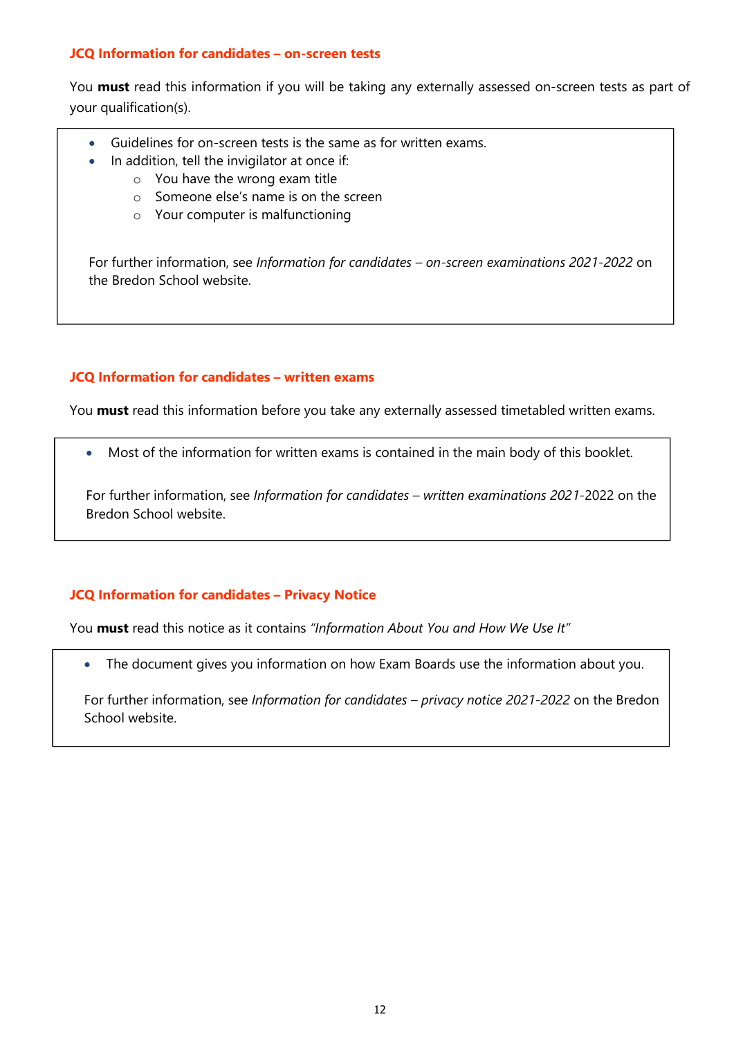### JCQ Information for candidates – on-screen tests

You **must** read this information if you will be taking any externally assessed on-screen tests as part of your qualification(s).

- Guidelines for on-screen tests is the same as for written exams.
- In addition, tell the invigilator at once if:
  - You have the wrong exam title
  - Someone else's name is on the screen
  - Your computer is malfunctioning

For further information, see *Information for candidates – on-screen examinations 2021-2022* on the Bredon School website.

### JCQ Information for candidates – written exams

You **must** read this information before you take any externally assessed timetabled written exams.

- Most of the information for written exams is contained in the main body of this booklet.

For further information, see *Information for candidates – written examinations 2021*-2022 on the Bredon School website.

### JCQ Information for candidates – Privacy Notice

You **must** read this notice as it contains *"Information About You and How We Use It"*

- The document gives you information on how Exam Boards use the information about you.

For further information, see *Information for candidates – privacy notice 2021-2022* on the Bredon School website.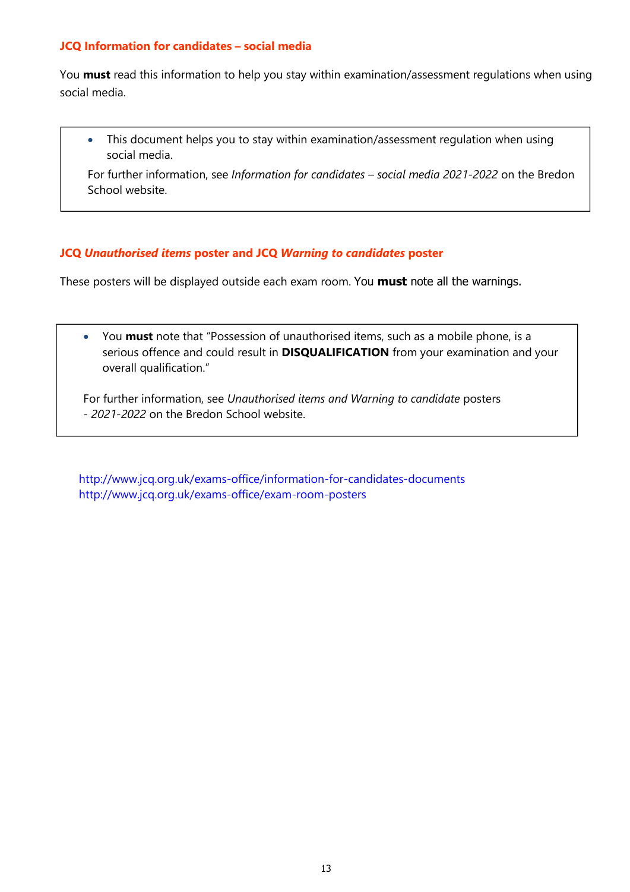### JCQ Information for candidates – social media

You **must** read this information to help you stay within examination/assessment regulations when using social media.

- This document helps you to stay within examination/assessment regulation when using social media.

For further information, see *Information for candidates – social media 2021-2022* on the Bredon School website.

### JCQ *Unauthorised items* poster and JCQ *Warning to candidates* poster

These posters will be displayed outside each exam room. You **must** note all the warnings.

- You **must** note that "Possession of unauthorised items, such as a mobile phone, is a serious offence and could result in **DISQUALIFICATION** from your examination and your overall qualification."

For further information, see *Unauthorised items and Warning to candidate* posters - *2021-2022* on the Bredon School website.

http://www.jcq.org.uk/exams-office/information-for-candidates-documents
http://www.jcq.org.uk/exams-office/exam-room-posters